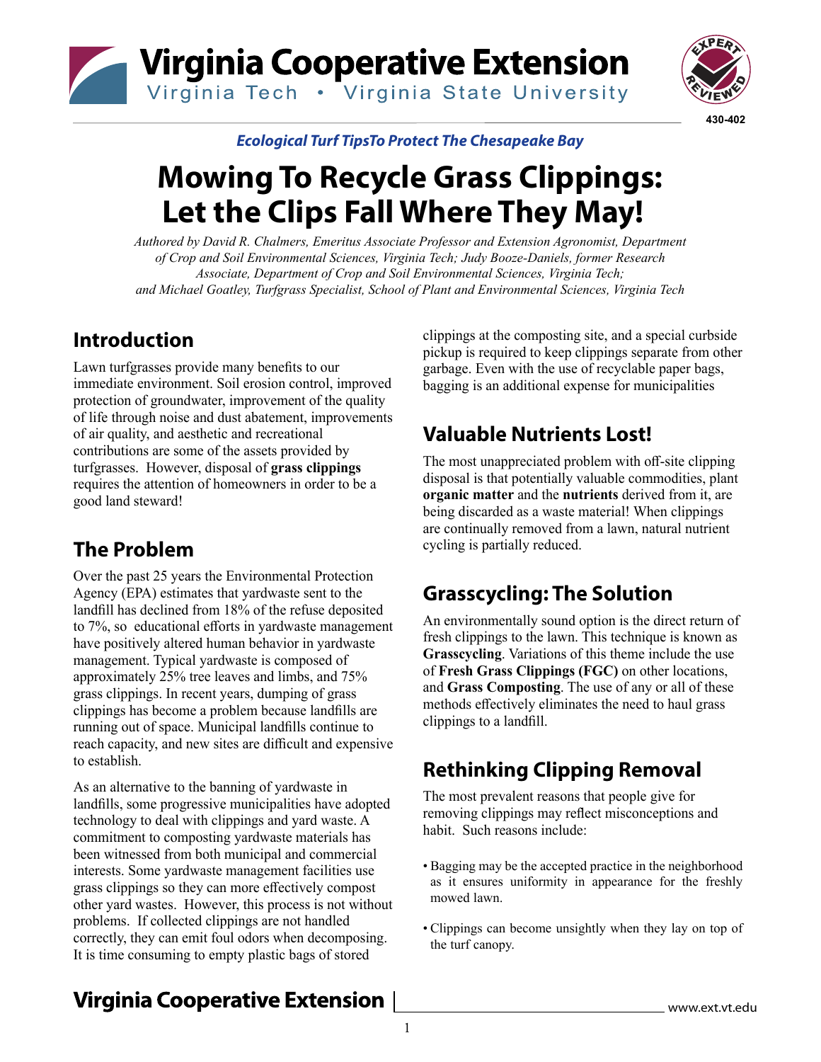Virginia Cooperative Extension
Virginia Tech • Virginia State University

430-402

*Ecological Turf TipsTo Protect The Chesapeake Bay*

# Mowing To Recycle Grass Clippings: Let the Clips Fall Where They May!

*Authored by David R. Chalmers, Emeritus Associate Professor and Extension Agronomist, Department of Crop and Soil Environmental Sciences, Virginia Tech; Judy Booze-Daniels, former Research Associate, Department of Crop and Soil Environmental Sciences, Virginia Tech; and Michael Goatley, Turfgrass Specialist, School of Plant and Environmental Sciences, Virginia Tech*

## Introduction

Lawn turfgrasses provide many benefits to our immediate environment. Soil erosion control, improved protection of groundwater, improvement of the quality of life through noise and dust abatement, improvements of air quality, and aesthetic and recreational contributions are some of the assets provided by turfgrasses. However, disposal of **grass clippings** requires the attention of homeowners in order to be a good land steward!

## The Problem

Over the past 25 years the Environmental Protection Agency (EPA) estimates that yardwaste sent to the landfill has declined from 18% of the refuse deposited to 7%, so educational efforts in yardwaste management have positively altered human behavior in yardwaste management. Typical yardwaste is composed of approximately 25% tree leaves and limbs, and 75% grass clippings. In recent years, dumping of grass clippings has become a problem because landfills are running out of space. Municipal landfills continue to reach capacity, and new sites are difficult and expensive to establish.

As an alternative to the banning of yardwaste in landfills, some progressive municipalities have adopted technology to deal with clippings and yard waste. A commitment to composting yardwaste materials has been witnessed from both municipal and commercial interests. Some yardwaste management facilities use grass clippings so they can more effectively compost other yard wastes. However, this process is not without problems. If collected clippings are not handled correctly, they can emit foul odors when decomposing. It is time consuming to empty plastic bags of stored clippings at the composting site, and a special curbside pickup is required to keep clippings separate from other garbage. Even with the use of recyclable paper bags, bagging is an additional expense for municipalities

## Valuable Nutrients Lost!

The most unappreciated problem with off-site clipping disposal is that potentially valuable commodities, plant **organic matter** and the **nutrients** derived from it, are being discarded as a waste material! When clippings are continually removed from a lawn, natural nutrient cycling is partially reduced.

## Grasscycling: The Solution

An environmentally sound option is the direct return of fresh clippings to the lawn. This technique is known as **Grasscycling**. Variations of this theme include the use of **Fresh Grass Clippings (FGC)** on other locations, and **Grass Composting**. The use of any or all of these methods effectively eliminates the need to haul grass clippings to a landfill.

## Rethinking Clipping Removal

The most prevalent reasons that people give for removing clippings may reflect misconceptions and habit. Such reasons include:

- Bagging may be the accepted practice in the neighborhood as it ensures uniformity in appearance for the freshly mowed lawn.
- Clippings can become unsightly when they lay on top of the turf canopy.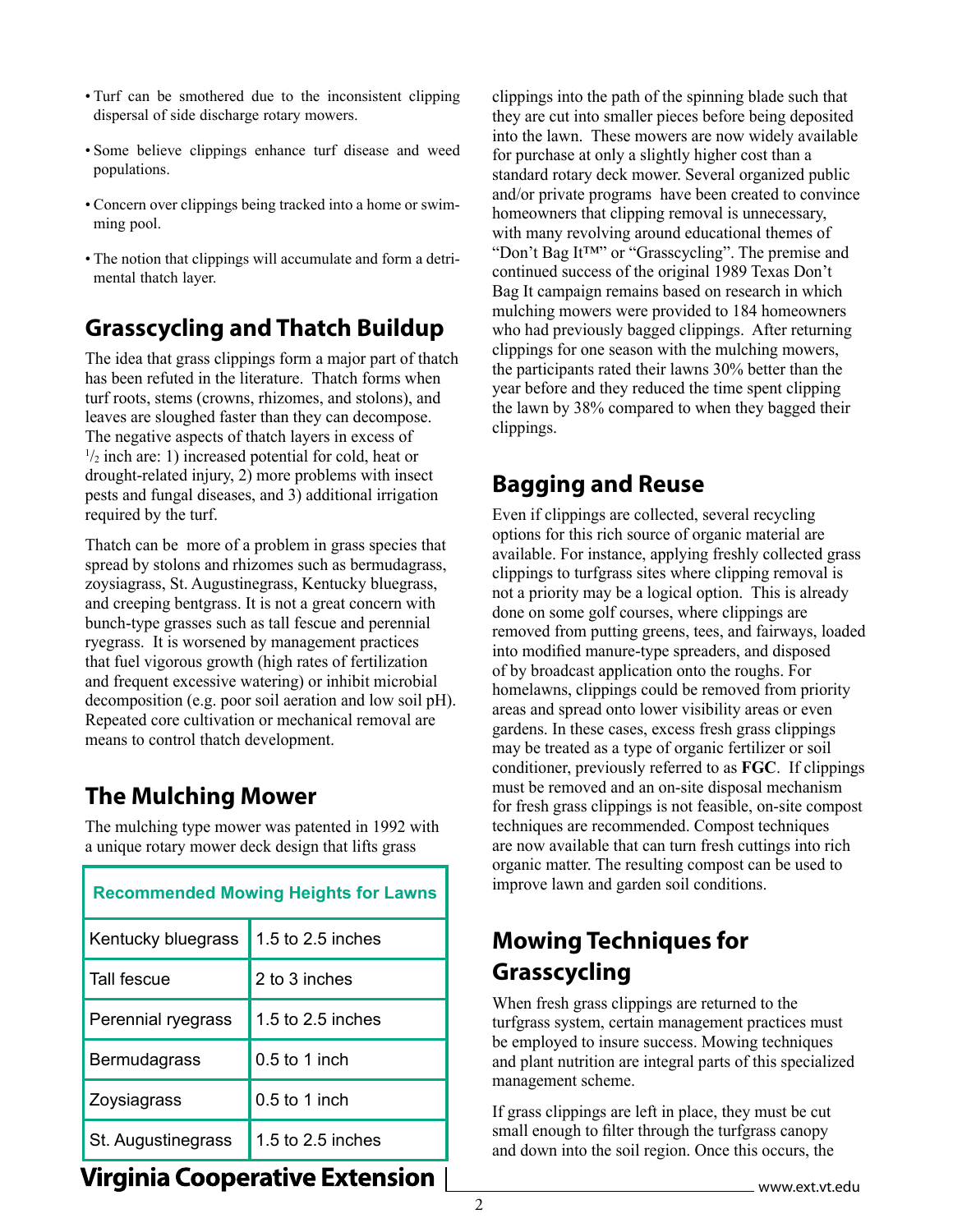- Turf can be smothered due to the inconsistent clipping dispersal of side discharge rotary mowers.
- Some believe clippings enhance turf disease and weed populations.
- Concern over clippings being tracked into a home or swimming pool.
- The notion that clippings will accumulate and form a detrimental thatch layer.

## Grasscycling and Thatch Buildup

The idea that grass clippings form a major part of thatch has been refuted in the literature. Thatch forms when turf roots, stems (crowns, rhizomes, and stolons), and leaves are sloughed faster than they can decompose. The negative aspects of thatch layers in excess of $^1/_2$ inch are: 1) increased potential for cold, heat or drought-related injury, 2) more problems with insect pests and fungal diseases, and 3) additional irrigation required by the turf.

Thatch can be more of a problem in grass species that spread by stolons and rhizomes such as bermudagrass, zoysiagrass, St. Augustinegrass, Kentucky bluegrass, and creeping bentgrass. It is not a great concern with bunch-type grasses such as tall fescue and perennial ryegrass. It is worsened by management practices that fuel vigorous growth (high rates of fertilization and frequent excessive watering) or inhibit microbial decomposition (e.g. poor soil aeration and low soil pH). Repeated core cultivation or mechanical removal are means to control thatch development.

## The Mulching Mower

The mulching type mower was patented in 1992 with a unique rotary mower deck design that lifts grass clippings into the path of the spinning blade such that they are cut into smaller pieces before being deposited into the lawn. These mowers are now widely available for purchase at only a slightly higher cost than a standard rotary deck mower. Several organized public and/or private programs have been created to convince homeowners that clipping removal is unnecessary, with many revolving around educational themes of "Don't Bag It™" or "Grasscycling". The premise and continued success of the original 1989 Texas Don't Bag It campaign remains based on research in which mulching mowers were provided to 184 homeowners who had previously bagged clippings. After returning clippings for one season with the mulching mowers, the participants rated their lawns 30% better than the year before and they reduced the time spent clipping the lawn by 38% compared to when they bagged their clippings.

| Recommended Mowing Heights for Lawns | |
|---|---|
| Kentucky bluegrass | 1.5 to 2.5 inches |
| Tall fescue | 2 to 3 inches |
| Perennial ryegrass | 1.5 to 2.5 inches |
| Bermudagrass | 0.5 to 1 inch |
| Zoysiagrass | 0.5 to 1 inch |
| St. Augustinegrass | 1.5 to 2.5 inches |

## Bagging and Reuse

Even if clippings are collected, several recycling options for this rich source of organic material are available. For instance, applying freshly collected grass clippings to turfgrass sites where clipping removal is not a priority may be a logical option. This is already done on some golf courses, where clippings are removed from putting greens, tees, and fairways, loaded into modified manure-type spreaders, and disposed of by broadcast application onto the roughs. For homelawns, clippings could be removed from priority areas and spread onto lower visibility areas or even gardens. In these cases, excess fresh grass clippings may be treated as a type of organic fertilizer or soil conditioner, previously referred to as **FGC**. If clippings must be removed and an on-site disposal mechanism for fresh grass clippings is not feasible, on-site compost techniques are recommended. Compost techniques are now available that can turn fresh cuttings into rich organic matter. The resulting compost can be used to improve lawn and garden soil conditions.

## Mowing Techniques for Grasscycling

When fresh grass clippings are returned to the turfgrass system, certain management practices must be employed to insure success. Mowing techniques and plant nutrition are integral parts of this specialized management scheme.

If grass clippings are left in place, they must be cut small enough to filter through the turfgrass canopy and down into the soil region. Once this occurs, the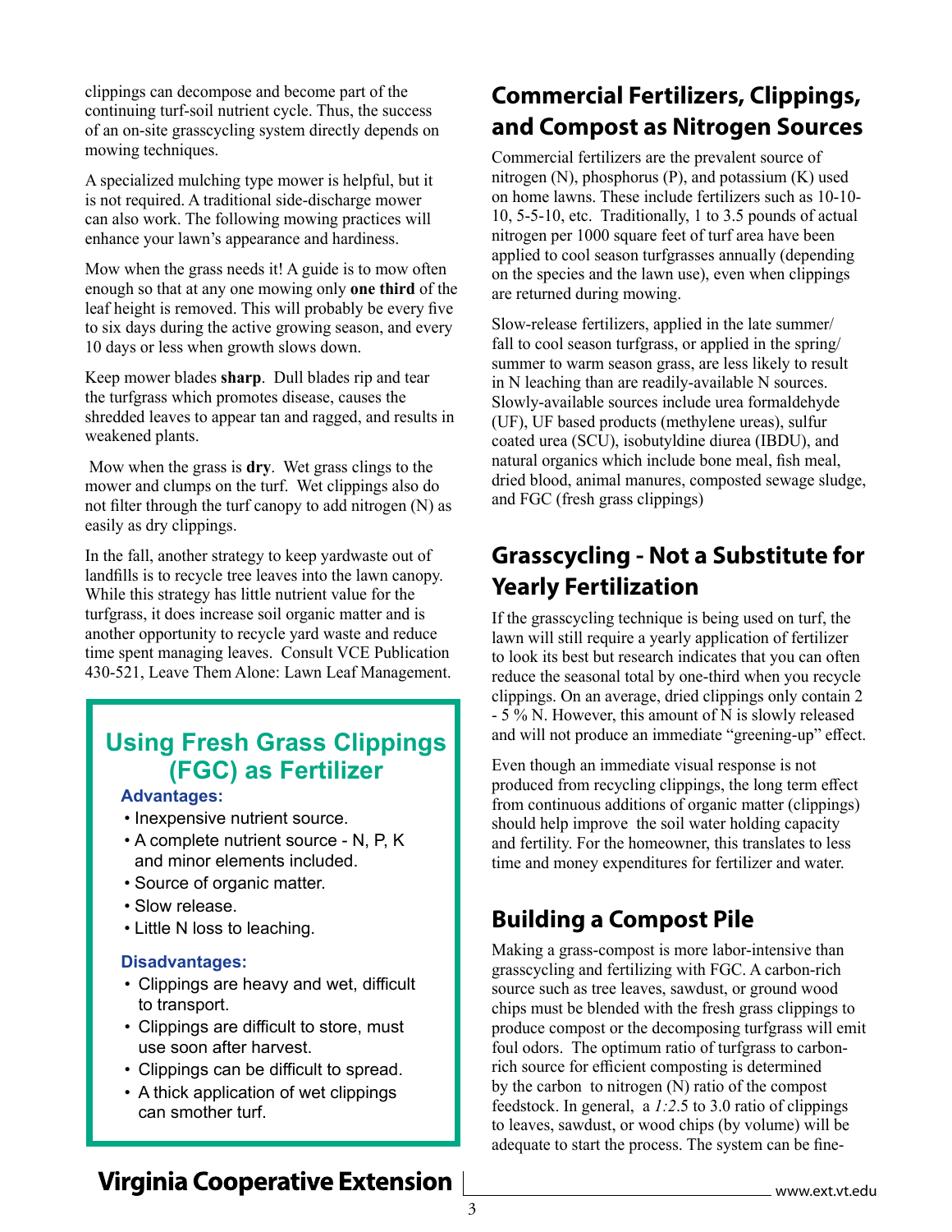clippings can decompose and become part of the continuing turf-soil nutrient cycle. Thus, the success of an on-site grasscycling system directly depends on mowing techniques.

A specialized mulching type mower is helpful, but it is not required. A traditional side-discharge mower can also work. The following mowing practices will enhance your lawn's appearance and hardiness.

Mow when the grass needs it! A guide is to mow often enough so that at any one mowing only **one third** of the leaf height is removed. This will probably be every five to six days during the active growing season, and every 10 days or less when growth slows down.

Keep mower blades **sharp**. Dull blades rip and tear the turfgrass which promotes disease, causes the shredded leaves to appear tan and ragged, and results in weakened plants.

Mow when the grass is **dry**. Wet grass clings to the mower and clumps on the turf. Wet clippings also do not filter through the turf canopy to add nitrogen (N) as easily as dry clippings.

In the fall, another strategy to keep yardwaste out of landfills is to recycle tree leaves into the lawn canopy. While this strategy has little nutrient value for the turfgrass, it does increase soil organic matter and is another opportunity to recycle yard waste and reduce time spent managing leaves. Consult VCE Publication 430-521, Leave Them Alone: Lawn Leaf Management.

## Using Fresh Grass Clippings (FGC) as Fertilizer

**Advantages:**

- Inexpensive nutrient source.
- A complete nutrient source - N, P, K and minor elements included.
- Source of organic matter.
- Slow release.
- Little N loss to leaching.

**Disadvantages:**

- Clippings are heavy and wet, difficult to transport.
- Clippings are difficult to store, must use soon after harvest.
- Clippings can be difficult to spread.
- A thick application of wet clippings can smother turf.

## Commercial Fertilizers, Clippings, and Compost as Nitrogen Sources

Commercial fertilizers are the prevalent source of nitrogen (N), phosphorus (P), and potassium (K) used on home lawns. These include fertilizers such as 10-10-10, 5-5-10, etc. Traditionally, 1 to 3.5 pounds of actual nitrogen per 1000 square feet of turf area have been applied to cool season turfgrasses annually (depending on the species and the lawn use), even when clippings are returned during mowing.

Slow-release fertilizers, applied in the late summer/fall to cool season turfgrass, or applied in the spring/summer to warm season grass, are less likely to result in N leaching than are readily-available N sources. Slowly-available sources include urea formaldehyde (UF), UF based products (methylene ureas), sulfur coated urea (SCU), isobutyldine diurea (IBDU), and natural organics which include bone meal, fish meal, dried blood, animal manures, composted sewage sludge, and FGC (fresh grass clippings)

## Grasscycling - Not a Substitute for Yearly Fertilization

If the grasscycling technique is being used on turf, the lawn will still require a yearly application of fertilizer to look its best but research indicates that you can often reduce the seasonal total by one-third when you recycle clippings. On an average, dried clippings only contain 2 - 5 % N. However, this amount of N is slowly released and will not produce an immediate "greening-up" effect.

Even though an immediate visual response is not produced from recycling clippings, the long term effect from continuous additions of organic matter (clippings) should help improve the soil water holding capacity and fertility. For the homeowner, this translates to less time and money expenditures for fertilizer and water.

## Building a Compost Pile

Making a grass-compost is more labor-intensive than grasscycling and fertilizing with FGC. A carbon-rich source such as tree leaves, sawdust, or ground wood chips must be blended with the fresh grass clippings to produce compost or the decomposing turfgrass will emit foul odors. The optimum ratio of turfgrass to carbon-rich source for efficient composting is determined by the carbon to nitrogen (N) ratio of the compost feedstock. In general, a *1:2*.5 to 3.0 ratio of clippings to leaves, sawdust, or wood chips (by volume) will be adequate to start the process. The system can be fine-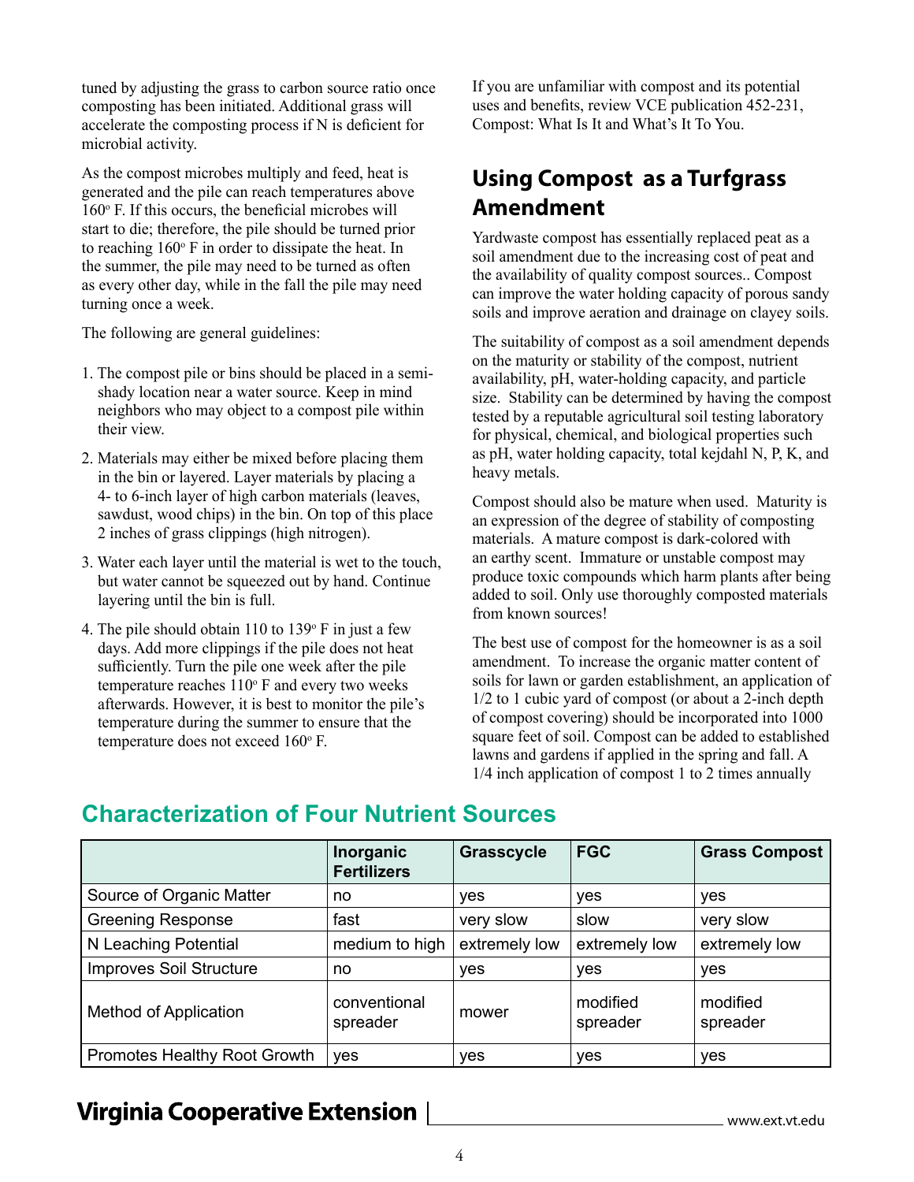tuned by adjusting the grass to carbon source ratio once composting has been initiated. Additional grass will accelerate the composting process if N is deficient for microbial activity.

As the compost microbes multiply and feed, heat is generated and the pile can reach temperatures above 160° F. If this occurs, the beneficial microbes will start to die; therefore, the pile should be turned prior to reaching 160° F in order to dissipate the heat. In the summer, the pile may need to be turned as often as every other day, while in the fall the pile may need turning once a week.

The following are general guidelines:

1. The compost pile or bins should be placed in a semi-shady location near a water source. Keep in mind neighbors who may object to a compost pile within their view.
2. Materials may either be mixed before placing them in the bin or layered. Layer materials by placing a 4- to 6-inch layer of high carbon materials (leaves, sawdust, wood chips) in the bin. On top of this place 2 inches of grass clippings (high nitrogen).
3. Water each layer until the material is wet to the touch, but water cannot be squeezed out by hand. Continue layering until the bin is full.
4. The pile should obtain 110 to 139° F in just a few days. Add more clippings if the pile does not heat sufficiently. Turn the pile one week after the pile temperature reaches 110° F and every two weeks afterwards. However, it is best to monitor the pile's temperature during the summer to ensure that the temperature does not exceed 160° F.

If you are unfamiliar with compost and its potential uses and benefits, review VCE publication 452-231, Compost: What Is It and What's It To You.

## Using Compost as a Turfgrass Amendment

Yardwaste compost has essentially replaced peat as a soil amendment due to the increasing cost of peat and the availability of quality compost sources.. Compost can improve the water holding capacity of porous sandy soils and improve aeration and drainage on clayey soils.

The suitability of compost as a soil amendment depends on the maturity or stability of the compost, nutrient availability, pH, water-holding capacity, and particle size. Stability can be determined by having the compost tested by a reputable agricultural soil testing laboratory for physical, chemical, and biological properties such as pH, water holding capacity, total kejdahl N, P, K, and heavy metals.

Compost should also be mature when used. Maturity is an expression of the degree of stability of composting materials. A mature compost is dark-colored with an earthy scent. Immature or unstable compost may produce toxic compounds which harm plants after being added to soil. Only use thoroughly composted materials from known sources!

The best use of compost for the homeowner is as a soil amendment. To increase the organic matter content of soils for lawn or garden establishment, an application of 1/2 to 1 cubic yard of compost (or about a 2-inch depth of compost covering) should be incorporated into 1000 square feet of soil. Compost can be added to established lawns and gardens if applied in the spring and fall. A 1/4 inch application of compost 1 to 2 times annually

## Characterization of Four Nutrient Sources

| | Inorganic Fertilizers | Grasscycle | FGC | Grass Compost |
|---|---|---|---|---|
| Source of Organic Matter | no | yes | yes | yes |
| Greening Response | fast | very slow | slow | very slow |
| N Leaching Potential | medium to high | extremely low | extremely low | extremely low |
| Improves Soil Structure | no | yes | yes | yes |
| Method of Application | conventional spreader | mower | modified spreader | modified spreader |
| Promotes Healthy Root Growth | yes | yes | yes | yes |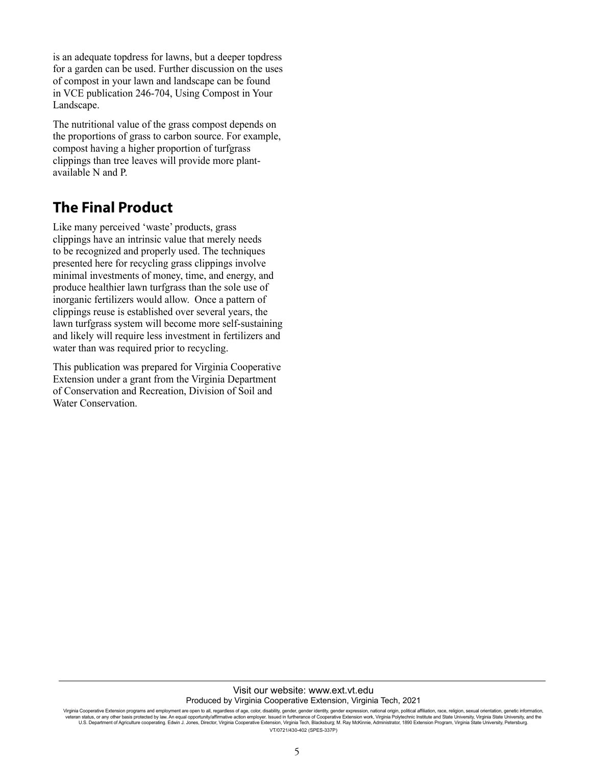is an adequate topdress for lawns, but a deeper topdress for a garden can be used. Further discussion on the uses of compost in your lawn and landscape can be found in VCE publication 246-704, Using Compost in Your Landscape.

The nutritional value of the grass compost depends on the proportions of grass to carbon source. For example, compost having a higher proportion of turfgrass clippings than tree leaves will provide more plant-available N and P.

## The Final Product

Like many perceived 'waste' products, grass clippings have an intrinsic value that merely needs to be recognized and properly used. The techniques presented here for recycling grass clippings involve minimal investments of money, time, and energy, and produce healthier lawn turfgrass than the sole use of inorganic fertilizers would allow. Once a pattern of clippings reuse is established over several years, the lawn turfgrass system will become more self-sustaining and likely will require less investment in fertilizers and water than was required prior to recycling.

This publication was prepared for Virginia Cooperative Extension under a grant from the Virginia Department of Conservation and Recreation, Division of Soil and Water Conservation.

Visit our website: www.ext.vt.edu
Produced by Virginia Cooperative Extension, Virginia Tech, 2021

Virginia Cooperative Extension programs and employment are open to all, regardless of age, color, disability, gender, gender identity, gender expression, national origin, political affiliation, race, religion, sexual orientation, genetic information, veteran status, or any other basis protected by law. An equal opportunity/affirmative action employer. Issued in furtherance of Cooperative Extension work, Virginia Polytechnic Institute and State University, Virginia State University, and the U.S. Department of Agriculture cooperating. Edwin J. Jones, Director, Virginia Cooperative Extension, Virginia Tech, Blacksburg; M. Ray McKinnie, Administrator, 1890 Extension Program, Virginia State University, Petersburg.

VT/0721/430-402 (SPES-337P)